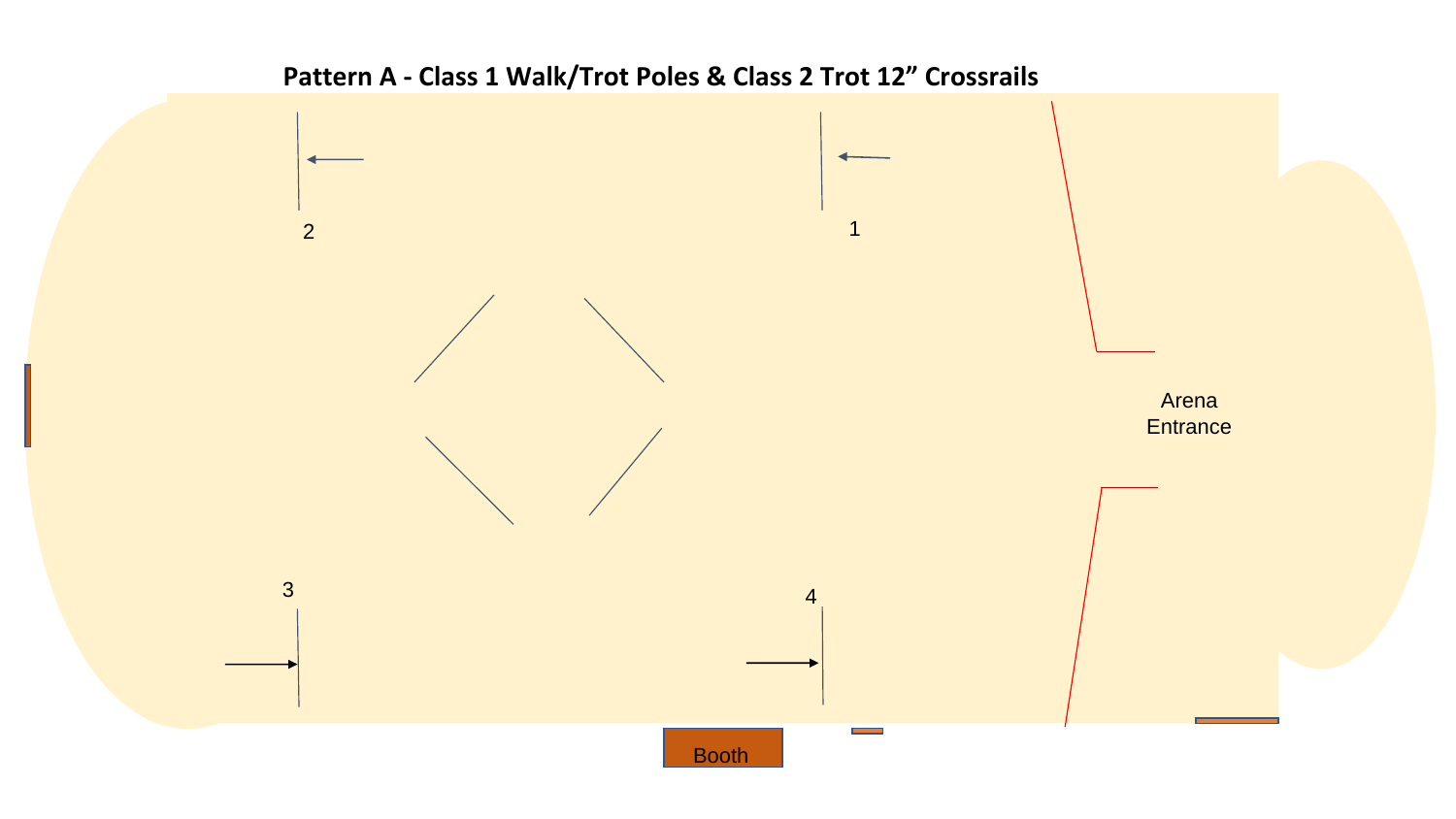# Pattern A - Class 1 Walk/Trot Poles & Class 2 Trot 12” Crossrails

2

1

Arena Entrance

3

4

Booth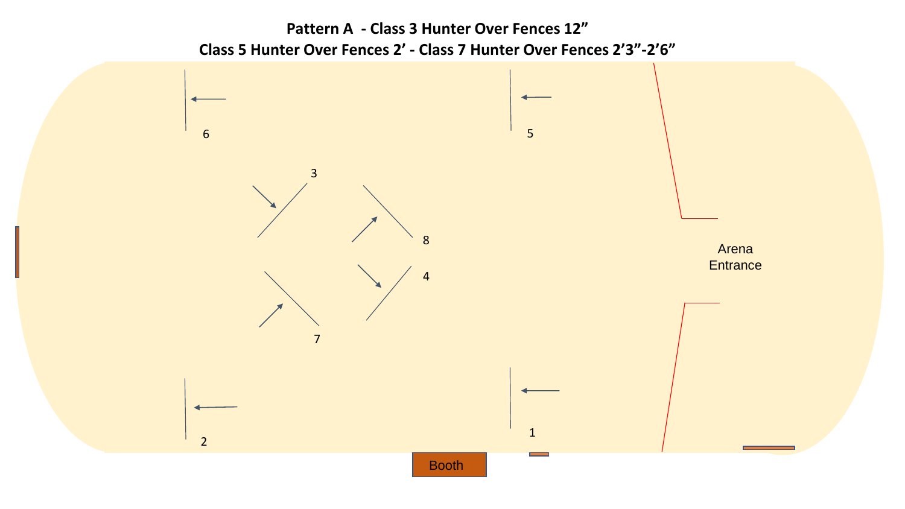## Pattern A - Class 3 Hunter Over Fences 12"
## Class 5 Hunter Over Fences 2' - Class 7 Hunter Over Fences 2'3"-2'6"

6

5

3

8

Arena Entrance

4

7

2

1

Booth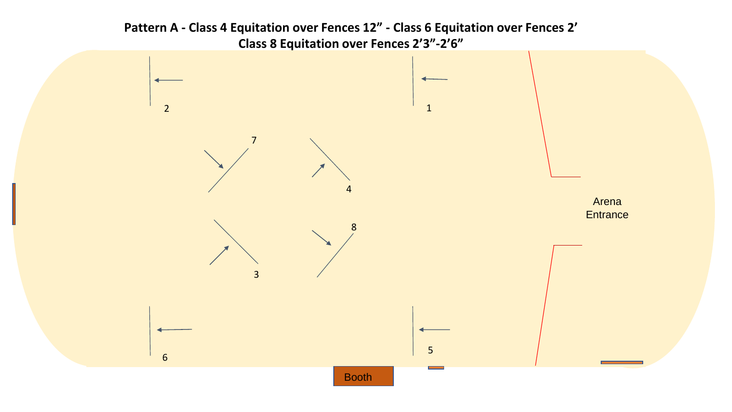**Pattern A - Class 4 Equitation over Fences 12" - Class 6 Equitation over Fences 2'**
**Class 8 Equitation over Fences 2'3"-2'6"**

2

1

7

4

Arena
Entrance

8

3

6

5

Booth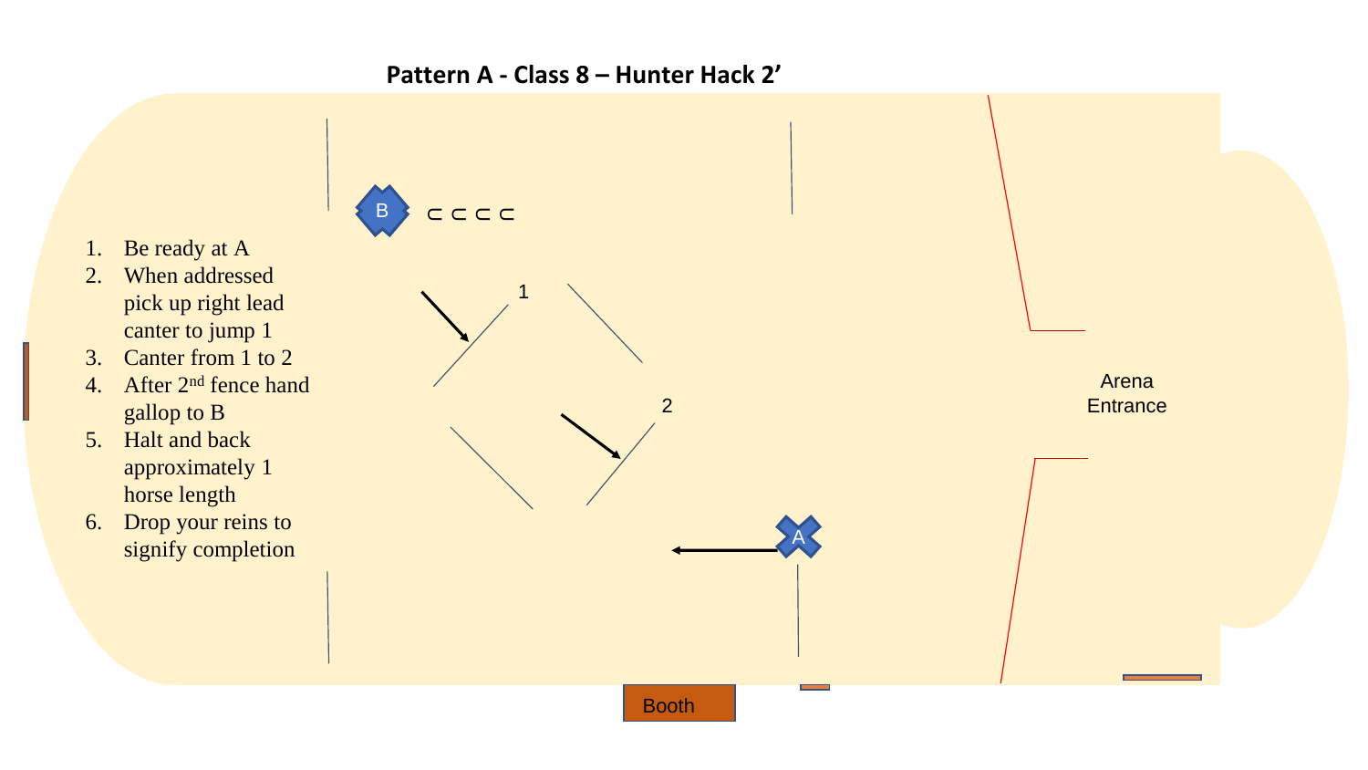## Pattern A - Class 8 – Hunter Hack 2’

1. Be ready at A
2. When addressed pick up right lead canter to jump 1
3. Canter from 1 to 2
4. After 2nd fence hand gallop to B
5. Halt and back approximately 1 horse length
6. Drop your reins to signify completion

B ⊂ ⊂ ⊂ ⊂

1

2

A

Arena Entrance

Booth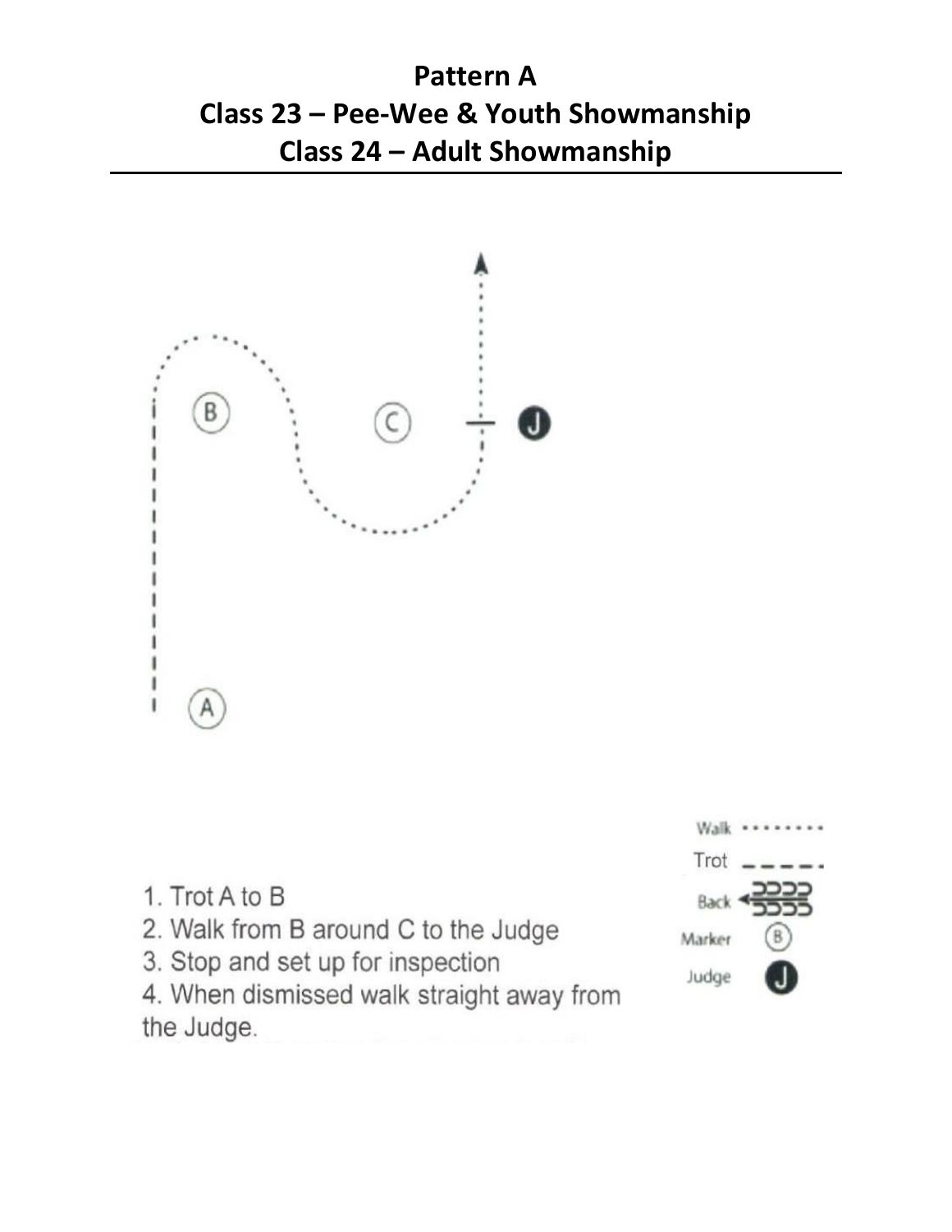# Pattern A
## Class 23 – Pee-Wee & Youth Showmanship
## Class 24 – Adult Showmanship

1. Trot A to B
2. Walk from B around C to the Judge
3. Stop and set up for inspection
4. When dismissed walk straight away from the Judge.

| Legend | |
|---|---|
| Walk | ........ |
| Trot | - - - - |
| Back | ⊃⊃⊃⊃ |
| Marker | (B) |
| Judge | J |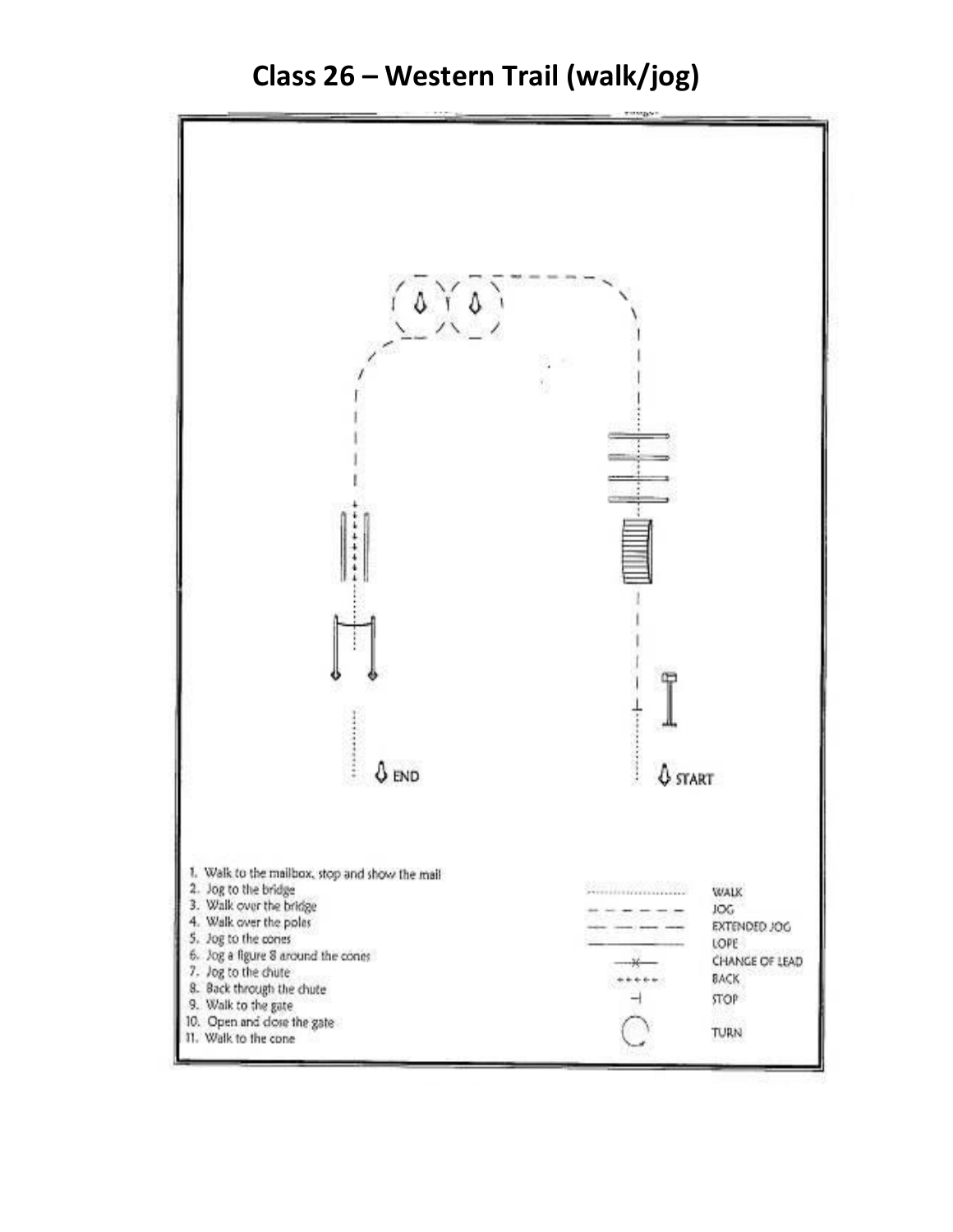# Class 26 – Western Trail (walk/jog)

END

START

1. Walk to the mailbox, stop and show the mail
2. Jog to the bridge
3. Walk over the bridge
4. Walk over the poles
5. Jog to the cones
6. Jog a figure 8 around the cones
7. Jog to the chute
8. Back through the chute
9. Walk to the gate
10. Open and close the gate
11. Walk to the cone

| Symbol | Meaning |
| --- | --- |
| ··········· | WALK |
| – – – – – | JOG |
| —— —— —— | EXTENDED JOG |
| ———— | LOPE |
| —×— | CHANGE OF LEAD |
| ++++++ | BACK |
| ⊣ | STOP |
| ◯ | TURN |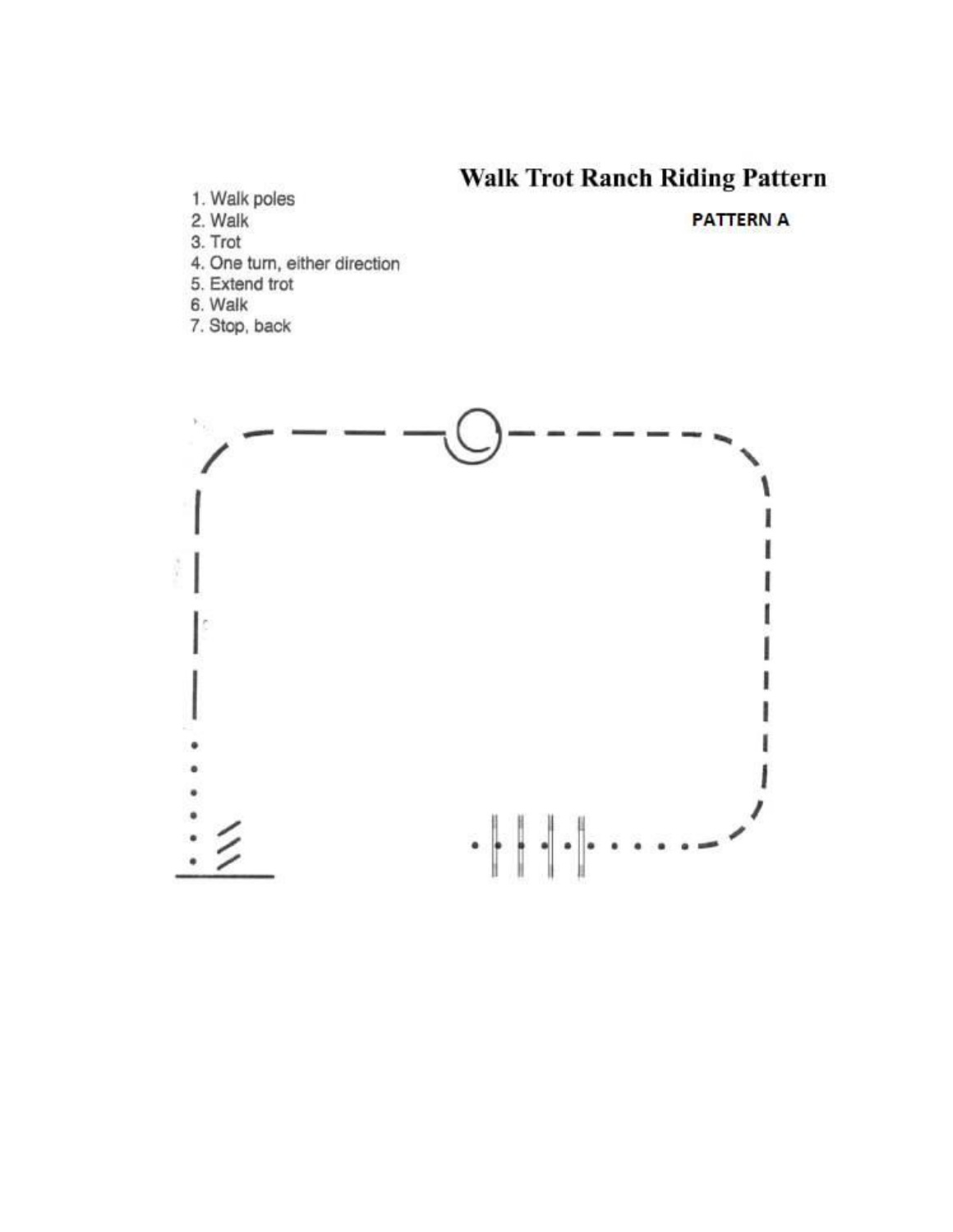# Walk Trot Ranch Riding Pattern

**PATTERN A**

1. Walk poles
2. Walk
3. Trot
4. One turn, either direction
5. Extend trot
6. Walk
7. Stop, back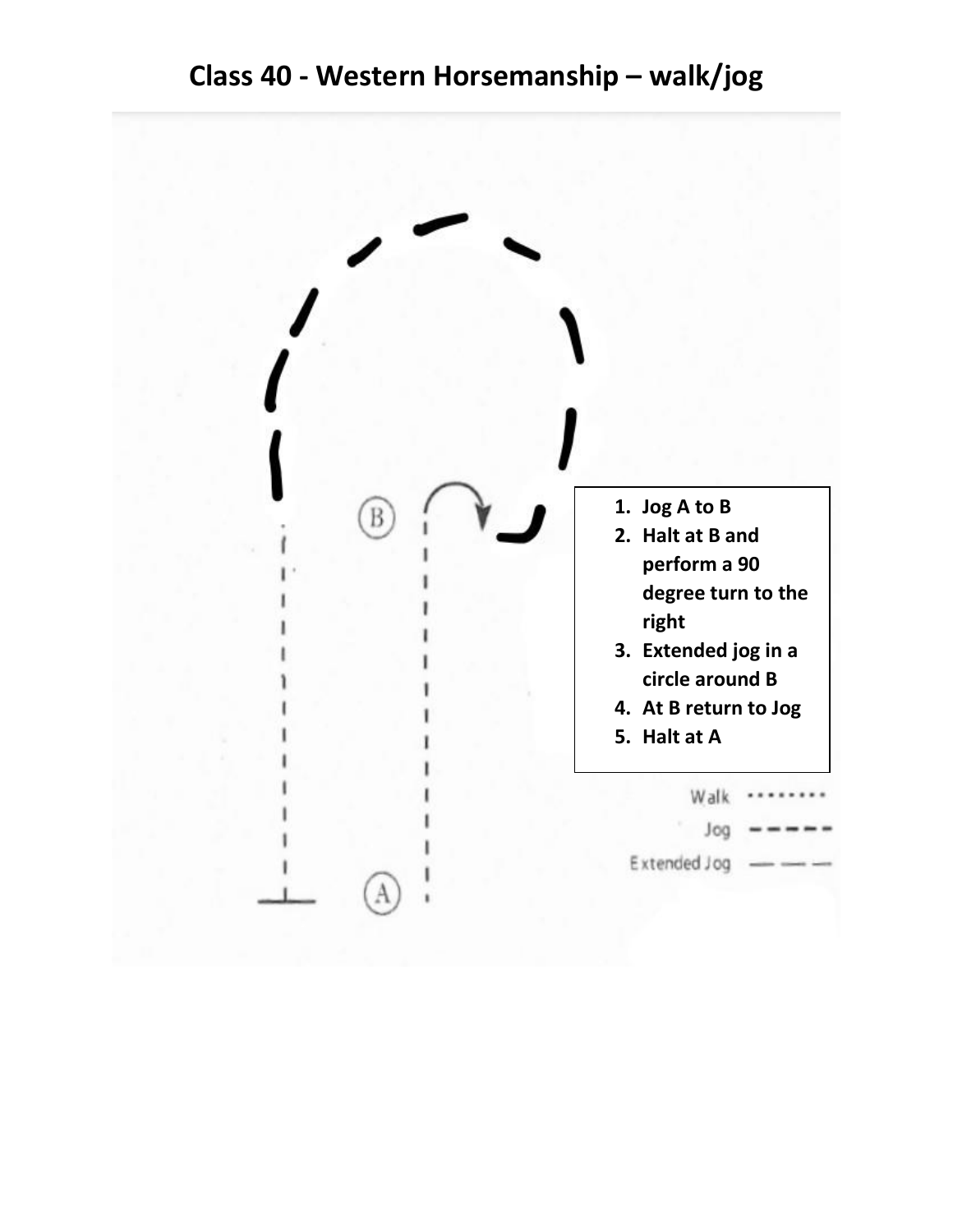# Class 40 - Western Horsemanship – walk/jog

B

A

1. **Jog A to B**
2. **Halt at B and perform a 90 degree turn to the right**
3. **Extended jog in a circle around B**
4. **At B return to Jog**
5. **Halt at A**

Walk

Jog

Extended Jog